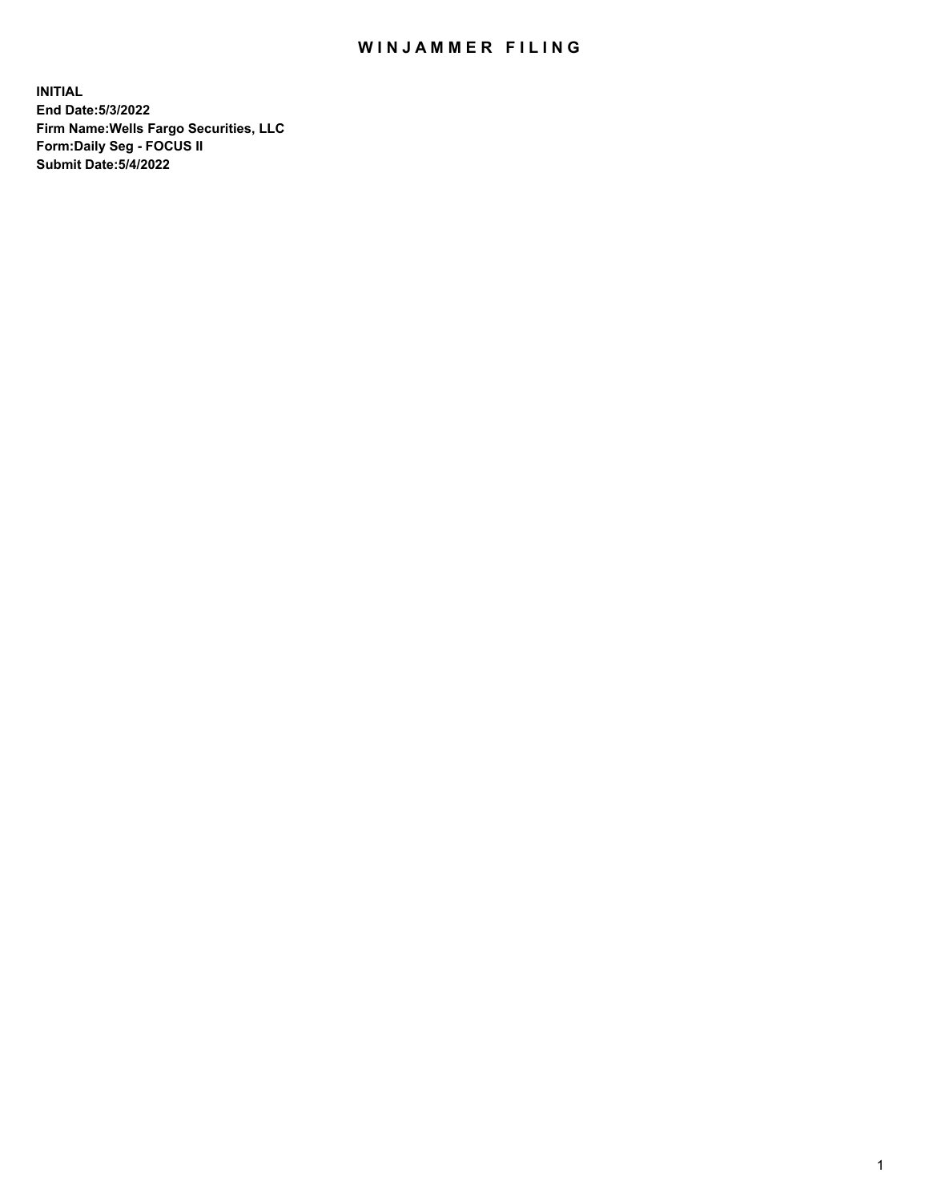# WINJAMMER FILING

**INITIAL**
**End Date:5/3/2022**
**Firm Name:Wells Fargo Securities, LLC**
**Form:Daily Seg - FOCUS II**
**Submit Date:5/4/2022**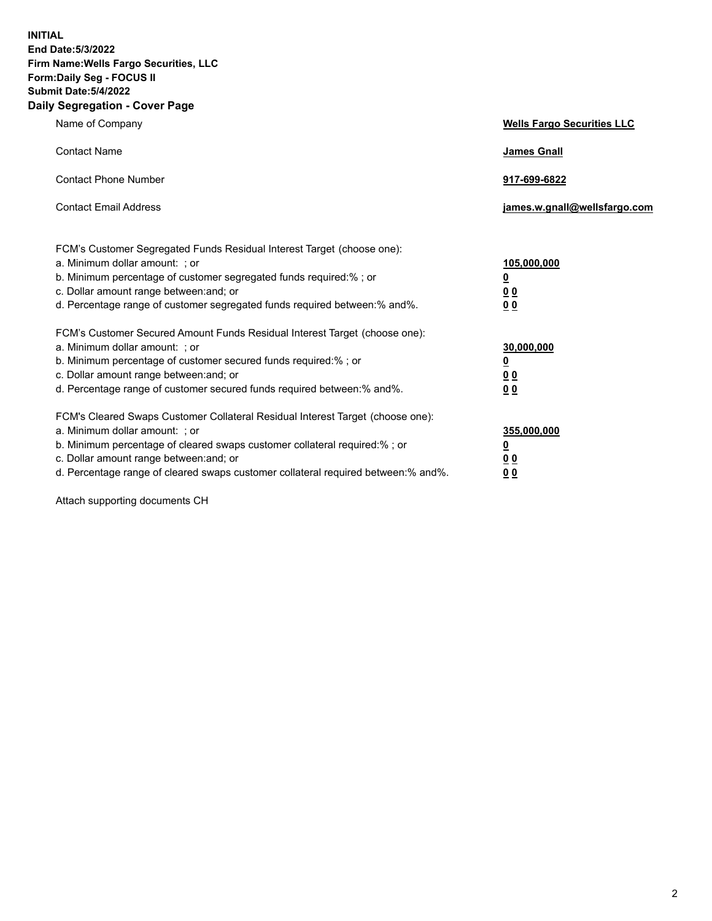**INITIAL**
**End Date:5/3/2022**
**Firm Name:Wells Fargo Securities, LLC**
**Form:Daily Seg - FOCUS II**
**Submit Date:5/4/2022**

## Daily Segregation - Cover Page

| | |
|---|---|
| Name of Company | **Wells Fargo Securities LLC** |
| Contact Name | **James Gnall** |
| Contact Phone Number | **917-699-6822** |
| Contact Email Address | **james.w.gnall@wellsfargo.com** |

| | |
|---|---|
| FCM's Customer Segregated Funds Residual Interest Target (choose one): | |
| a. Minimum dollar amount: ; or | **105,000,000** |
| b. Minimum percentage of customer segregated funds required:% ; or | **0** |
| c. Dollar amount range between:and; or | **0 0** |
| d. Percentage range of customer segregated funds required between:% and%. | **0 0** |
| FCM's Customer Secured Amount Funds Residual Interest Target (choose one): | |
| a. Minimum dollar amount: ; or | **30,000,000** |
| b. Minimum percentage of customer secured funds required:% ; or | **0** |
| c. Dollar amount range between:and; or | **0 0** |
| d. Percentage range of customer secured funds required between:% and%. | **0 0** |
| FCM's Cleared Swaps Customer Collateral Residual Interest Target (choose one): | |
| a. Minimum dollar amount: ; or | **355,000,000** |
| b. Minimum percentage of cleared swaps customer collateral required:% ; or | **0** |
| c. Dollar amount range between:and; or | **0 0** |
| d. Percentage range of cleared swaps customer collateral required between:% and%. | **0 0** |

Attach supporting documents CH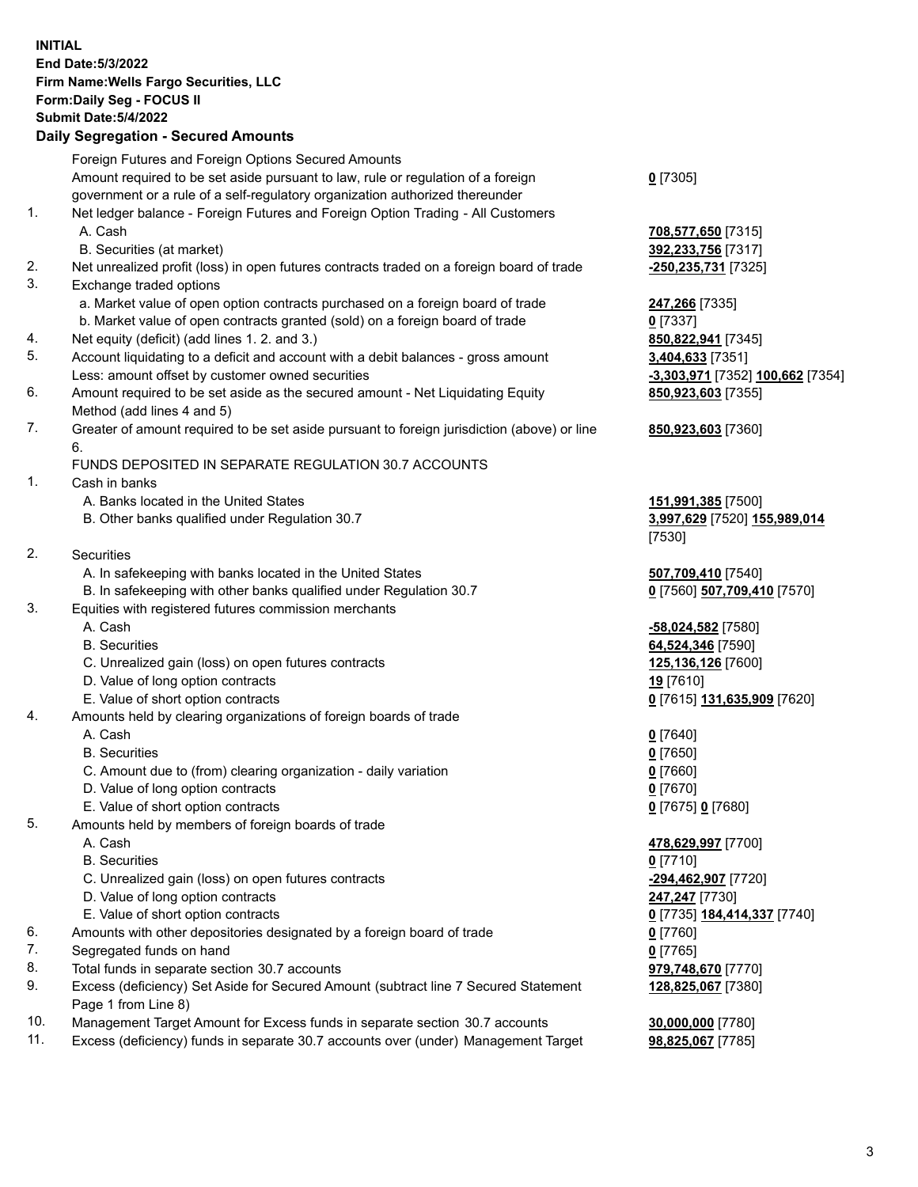**INITIAL**
**End Date:5/3/2022**
**Firm Name:Wells Fargo Securities, LLC**
**Form:Daily Seg - FOCUS II**
**Submit Date:5/4/2022**

## Daily Segregation - Secured Amounts

| | | |
|---|---|---|
| | Foreign Futures and Foreign Options Secured Amounts | |
| | Amount required to be set aside pursuant to law, rule or regulation of a foreign government or a rule of a self-regulatory organization authorized thereunder | **0** [7305] |
| 1. | Net ledger balance - Foreign Futures and Foreign Option Trading - All Customers | |
| | A. Cash | **708,577,650** [7315] |
| | B. Securities (at market) | **392,233,756** [7317] |
| 2. | Net unrealized profit (loss) in open futures contracts traded on a foreign board of trade | **-250,235,731** [7325] |
| 3. | Exchange traded options | |
| | a. Market value of open option contracts purchased on a foreign board of trade | **247,266** [7335] |
| | b. Market value of open contracts granted (sold) on a foreign board of trade | **0** [7337] |
| 4. | Net equity (deficit) (add lines 1. 2. and 3.) | **850,822,941** [7345] |
| 5. | Account liquidating to a deficit and account with a debit balances - gross amount | **3,404,633** [7351] |
| | Less: amount offset by customer owned securities | **-3,303,971** [7352] **100,662** [7354] |
| 6. | Amount required to be set aside as the secured amount - Net Liquidating Equity Method (add lines 4 and 5) | **850,923,603** [7355] |
| 7. | Greater of amount required to be set aside pursuant to foreign jurisdiction (above) or line 6. | **850,923,603** [7360] |
| | FUNDS DEPOSITED IN SEPARATE REGULATION 30.7 ACCOUNTS | |
| 1. | Cash in banks | |
| | A. Banks located in the United States | **151,991,385** [7500] |
| | B. Other banks qualified under Regulation 30.7 | **3,997,629** [7520] **155,989,014** [7530] |
| 2. | Securities | |
| | A. In safekeeping with banks located in the United States | **507,709,410** [7540] |
| | B. In safekeeping with other banks qualified under Regulation 30.7 | **0** [7560] **507,709,410** [7570] |
| 3. | Equities with registered futures commission merchants | |
| | A. Cash | **-58,024,582** [7580] |
| | B. Securities | **64,524,346** [7590] |
| | C. Unrealized gain (loss) on open futures contracts | **125,136,126** [7600] |
| | D. Value of long option contracts | **19** [7610] |
| | E. Value of short option contracts | **0** [7615] **131,635,909** [7620] |
| 4. | Amounts held by clearing organizations of foreign boards of trade | |
| | A. Cash | **0** [7640] |
| | B. Securities | **0** [7650] |
| | C. Amount due to (from) clearing organization - daily variation | **0** [7660] |
| | D. Value of long option contracts | **0** [7670] |
| | E. Value of short option contracts | **0** [7675] **0** [7680] |
| 5. | Amounts held by members of foreign boards of trade | |
| | A. Cash | **478,629,997** [7700] |
| | B. Securities | **0** [7710] |
| | C. Unrealized gain (loss) on open futures contracts | **-294,462,907** [7720] |
| | D. Value of long option contracts | **247,247** [7730] |
| | E. Value of short option contracts | **0** [7735] **184,414,337** [7740] |
| 6. | Amounts with other depositories designated by a foreign board of trade | **0** [7760] |
| 7. | Segregated funds on hand | **0** [7765] |
| 8. | Total funds in separate section 30.7 accounts | **979,748,670** [7770] |
| 9. | Excess (deficiency) Set Aside for Secured Amount (subtract line 7 Secured Statement Page 1 from Line 8) | **128,825,067** [7380] |
| 10. | Management Target Amount for Excess funds in separate section 30.7 accounts | **30,000,000** [7780] |
| 11. | Excess (deficiency) funds in separate 30.7 accounts over (under) Management Target | **98,825,067** [7785] |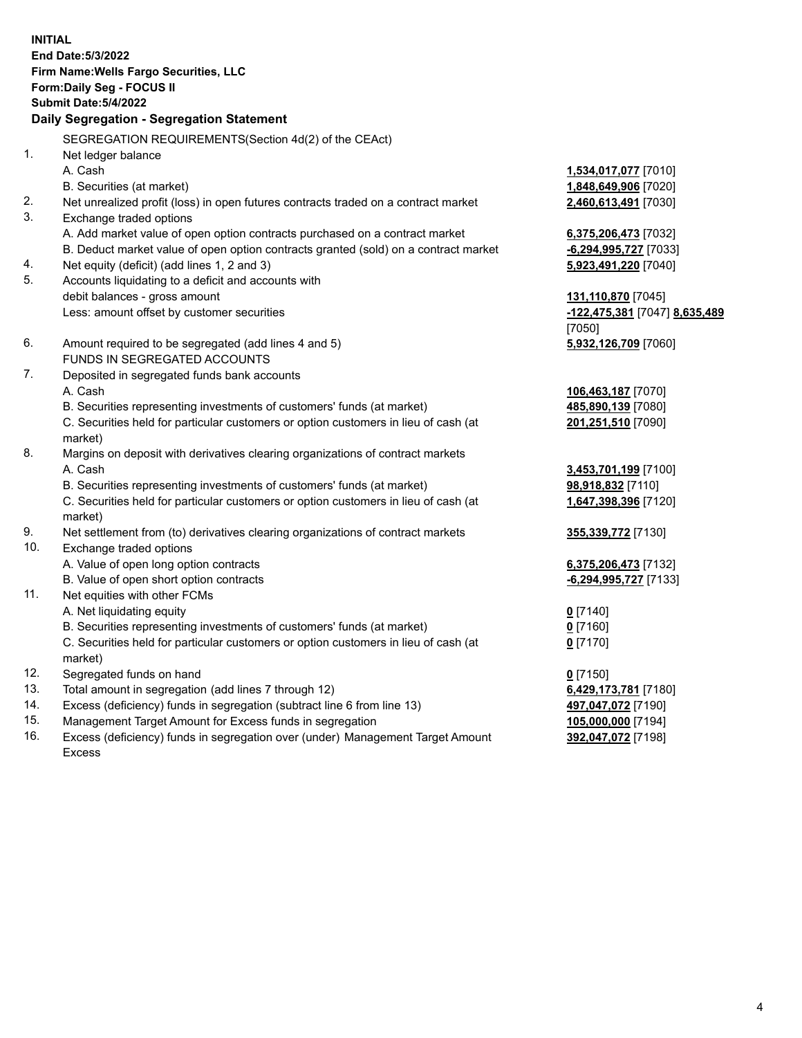**INITIAL**
**End Date:5/3/2022**
**Firm Name:Wells Fargo Securities, LLC**
**Form:Daily Seg - FOCUS II**
**Submit Date:5/4/2022**

### Daily Segregation - Segregation Statement

SEGREGATION REQUIREMENTS(Section 4d(2) of the CEAct)

| | | |
|---|---|---|
| 1. | Net ledger balance | |
| | A. Cash | **1,534,017,077** [7010] |
| | B. Securities (at market) | **1,848,649,906** [7020] |
| 2. | Net unrealized profit (loss) in open futures contracts traded on a contract market | **2,460,613,491** [7030] |
| 3. | Exchange traded options | |
| | A. Add market value of open option contracts purchased on a contract market | **6,375,206,473** [7032] |
| | B. Deduct market value of open option contracts granted (sold) on a contract market | **-6,294,995,727** [7033] |
| 4. | Net equity (deficit) (add lines 1, 2 and 3) | **5,923,491,220** [7040] |
| 5. | Accounts liquidating to a deficit and accounts with debit balances - gross amount | **131,110,870** [7045] |
| | Less: amount offset by customer securities | **-122,475,381** [7047] **8,635,489** [7050] |
| 6. | Amount required to be segregated (add lines 4 and 5) | **5,932,126,709** [7060] |
| | FUNDS IN SEGREGATED ACCOUNTS | |
| 7. | Deposited in segregated funds bank accounts | |
| | A. Cash | **106,463,187** [7070] |
| | B. Securities representing investments of customers' funds (at market) | **485,890,139** [7080] |
| | C. Securities held for particular customers or option customers in lieu of cash (at market) | **201,251,510** [7090] |
| 8. | Margins on deposit with derivatives clearing organizations of contract markets | |
| | A. Cash | **3,453,701,199** [7100] |
| | B. Securities representing investments of customers' funds (at market) | **98,918,832** [7110] |
| | C. Securities held for particular customers or option customers in lieu of cash (at market) | **1,647,398,396** [7120] |
| 9. | Net settlement from (to) derivatives clearing organizations of contract markets | **355,339,772** [7130] |
| 10. | Exchange traded options | |
| | A. Value of open long option contracts | **6,375,206,473** [7132] |
| | B. Value of open short option contracts | **-6,294,995,727** [7133] |
| 11. | Net equities with other FCMs | |
| | A. Net liquidating equity | **0** [7140] |
| | B. Securities representing investments of customers' funds (at market) | **0** [7160] |
| | C. Securities held for particular customers or option customers in lieu of cash (at market) | **0** [7170] |
| 12. | Segregated funds on hand | **0** [7150] |
| 13. | Total amount in segregation (add lines 7 through 12) | **6,429,173,781** [7180] |
| 14. | Excess (deficiency) funds in segregation (subtract line 6 from line 13) | **497,047,072** [7190] |
| 15. | Management Target Amount for Excess funds in segregation | **105,000,000** [7194] |
| 16. | Excess (deficiency) funds in segregation over (under) Management Target Amount Excess | **392,047,072** [7198] |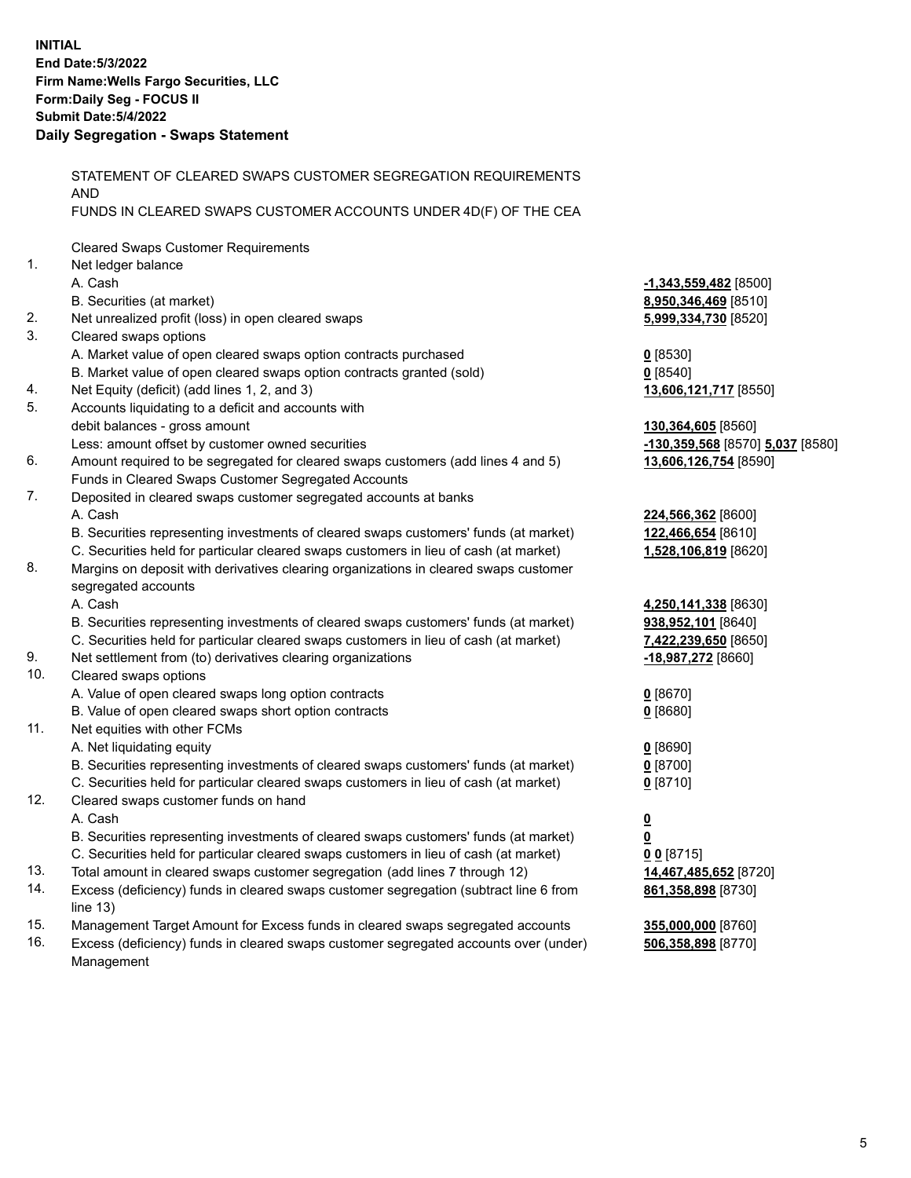**INITIAL**
**End Date:5/3/2022**
**Firm Name:Wells Fargo Securities, LLC**
**Form:Daily Seg - FOCUS II**
**Submit Date:5/4/2022**
**Daily Segregation - Swaps Statement**

STATEMENT OF CLEARED SWAPS CUSTOMER SEGREGATION REQUIREMENTS AND FUNDS IN CLEARED SWAPS CUSTOMER ACCOUNTS UNDER 4D(F) OF THE CEA

| | | |
|---|---|---|
| | Cleared Swaps Customer Requirements | |
| 1. | Net ledger balance | |
| | A. Cash | **-1,343,559,482** [8500] |
| | B. Securities (at market) | **8,950,346,469** [8510] |
| 2. | Net unrealized profit (loss) in open cleared swaps | **5,999,334,730** [8520] |
| 3. | Cleared swaps options | |
| | A. Market value of open cleared swaps option contracts purchased | **0** [8530] |
| | B. Market value of open cleared swaps option contracts granted (sold) | **0** [8540] |
| 4. | Net Equity (deficit) (add lines 1, 2, and 3) | **13,606,121,717** [8550] |
| 5. | Accounts liquidating to a deficit and accounts with debit balances - gross amount | **130,364,605** [8560] |
| | Less: amount offset by customer owned securities | **-130,359,568** [8570] **5,037** [8580] |
| 6. | Amount required to be segregated for cleared swaps customers (add lines 4 and 5) | **13,606,126,754** [8590] |
| | Funds in Cleared Swaps Customer Segregated Accounts | |
| 7. | Deposited in cleared swaps customer segregated accounts at banks | |
| | A. Cash | **224,566,362** [8600] |
| | B. Securities representing investments of cleared swaps customers' funds (at market) | **122,466,654** [8610] |
| | C. Securities held for particular cleared swaps customers in lieu of cash (at market) | **1,528,106,819** [8620] |
| 8. | Margins on deposit with derivatives clearing organizations in cleared swaps customer segregated accounts | |
| | A. Cash | **4,250,141,338** [8630] |
| | B. Securities representing investments of cleared swaps customers' funds (at market) | **938,952,101** [8640] |
| | C. Securities held for particular cleared swaps customers in lieu of cash (at market) | **7,422,239,650** [8650] |
| 9. | Net settlement from (to) derivatives clearing organizations | **-18,987,272** [8660] |
| 10. | Cleared swaps options | |
| | A. Value of open cleared swaps long option contracts | **0** [8670] |
| | B. Value of open cleared swaps short option contracts | **0** [8680] |
| 11. | Net equities with other FCMs | |
| | A. Net liquidating equity | **0** [8690] |
| | B. Securities representing investments of cleared swaps customers' funds (at market) | **0** [8700] |
| | C. Securities held for particular cleared swaps customers in lieu of cash (at market) | **0** [8710] |
| 12. | Cleared swaps customer funds on hand | |
| | A. Cash | **0** |
| | B. Securities representing investments of cleared swaps customers' funds (at market) | **0** |
| | C. Securities held for particular cleared swaps customers in lieu of cash (at market) | **0** **0** [8715] |
| 13. | Total amount in cleared swaps customer segregation (add lines 7 through 12) | **14,467,485,652** [8720] |
| 14. | Excess (deficiency) funds in cleared swaps customer segregation (subtract line 6 from line 13) | **861,358,898** [8730] |
| 15. | Management Target Amount for Excess funds in cleared swaps segregated accounts | **355,000,000** [8760] |
| 16. | Excess (deficiency) funds in cleared swaps customer segregated accounts over (under) Management | **506,358,898** [8770] |